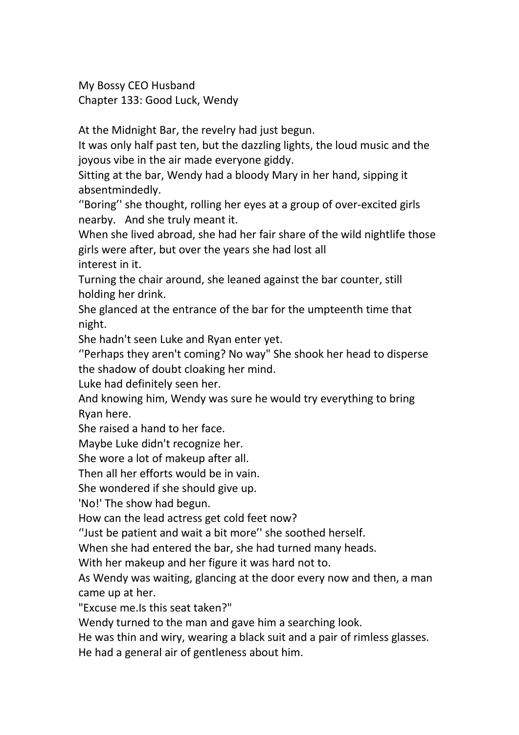My Bossy CEO Husband
Chapter 133: Good Luck, Wendy

At the Midnight Bar, the revelry had just begun.

It was only half past ten, but the dazzling lights, the loud music and the joyous vibe in the air made everyone giddy.

Sitting at the bar, Wendy had a bloody Mary in her hand, sipping it absentmindedly.

''Boring'' she thought, rolling her eyes at a group of over-excited girls nearby. And she truly meant it.

When she lived abroad, she had her fair share of the wild nightlife those girls were after, but over the years she had lost all interest in it.

Turning the chair around, she leaned against the bar counter, still holding her drink.

She glanced at the entrance of the bar for the umpteenth time that night.

She hadn't seen Luke and Ryan enter yet.

''Perhaps they aren't coming? No way" She shook her head to disperse the shadow of doubt cloaking her mind.

Luke had definitely seen her.

And knowing him, Wendy was sure he would try everything to bring Ryan here.

She raised a hand to her face.

Maybe Luke didn't recognize her.

She wore a lot of makeup after all.

Then all her efforts would be in vain.

She wondered if she should give up.

'No!' The show had begun.

How can the lead actress get cold feet now?

''Just be patient and wait a bit more'' she soothed herself.

When she had entered the bar, she had turned many heads.

With her makeup and her figure it was hard not to.

As Wendy was waiting, glancing at the door every now and then, a man came up at her.

"Excuse me.Is this seat taken?"

Wendy turned to the man and gave him a searching look.

He was thin and wiry, wearing a black suit and a pair of rimless glasses.

He had a general air of gentleness about him.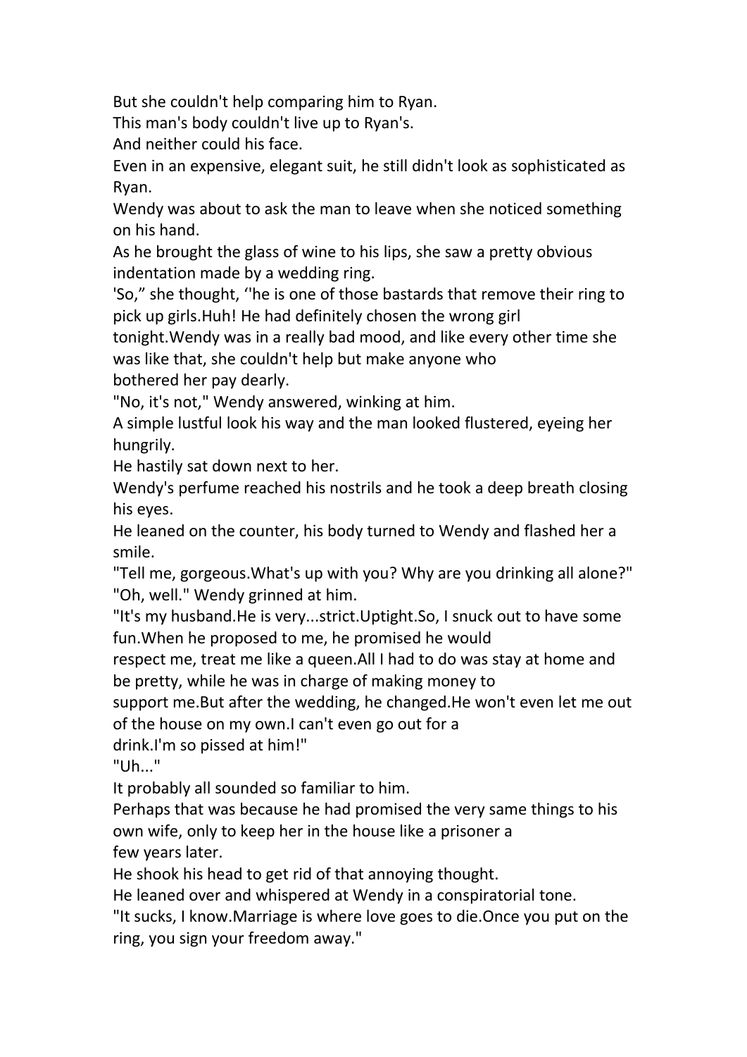But she couldn't help comparing him to Ryan.

This man's body couldn't live up to Ryan's.

And neither could his face.

Even in an expensive, elegant suit, he still didn't look as sophisticated as Ryan.

Wendy was about to ask the man to leave when she noticed something on his hand.

As he brought the glass of wine to his lips, she saw a pretty obvious indentation made by a wedding ring.

'So," she thought, ''he is one of those bastards that remove their ring to pick up girls.Huh! He had definitely chosen the wrong girl tonight.Wendy was in a really bad mood, and like every other time she was like that, she couldn't help but make anyone who bothered her pay dearly.

"No, it's not," Wendy answered, winking at him.

A simple lustful look his way and the man looked flustered, eyeing her hungrily.

He hastily sat down next to her.

Wendy's perfume reached his nostrils and he took a deep breath closing his eyes.

He leaned on the counter, his body turned to Wendy and flashed her a smile.

"Tell me, gorgeous.What's up with you? Why are you drinking all alone?"

"Oh, well." Wendy grinned at him.

"It's my husband.He is very...strict.Uptight.So, I snuck out to have some fun.When he proposed to me, he promised he would respect me, treat me like a queen.All I had to do was stay at home and be pretty, while he was in charge of making money to support me.But after the wedding, he changed.He won't even let me out of the house on my own.I can't even go out for a drink.I'm so pissed at him!"

"Uh..."

It probably all sounded so familiar to him.

Perhaps that was because he had promised the very same things to his own wife, only to keep her in the house like a prisoner a few years later.

He shook his head to get rid of that annoying thought.

He leaned over and whispered at Wendy in a conspiratorial tone.

"It sucks, I know.Marriage is where love goes to die.Once you put on the ring, you sign your freedom away."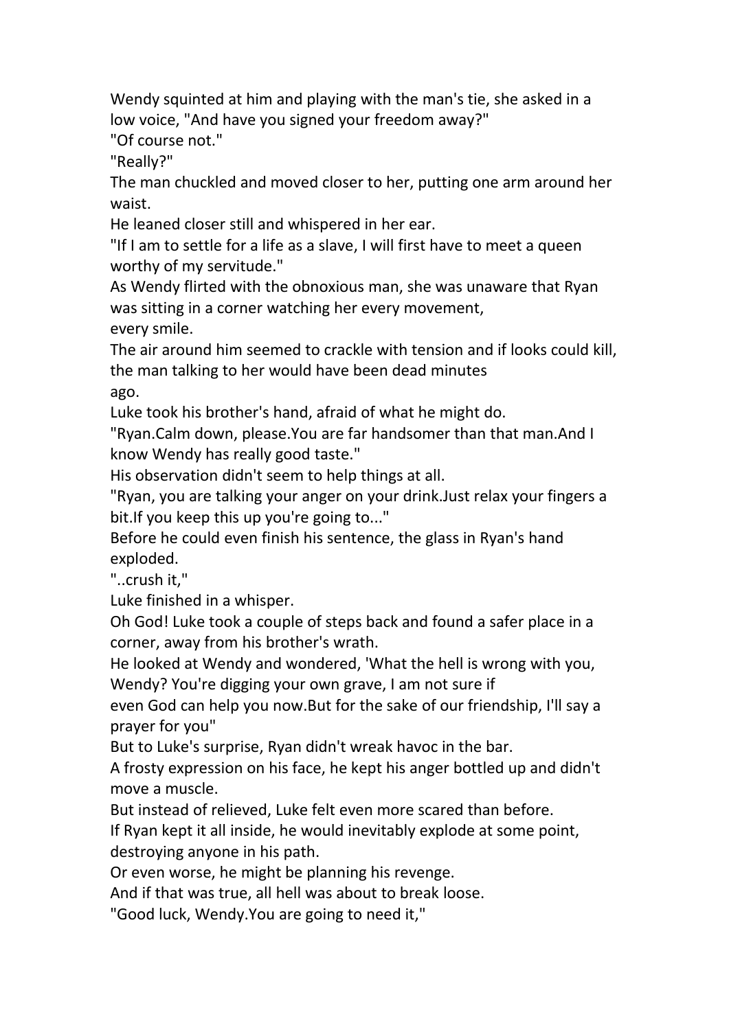Wendy squinted at him and playing with the man's tie, she asked in a low voice, "And have you signed your freedom away?"

"Of course not."

"Really?"

The man chuckled and moved closer to her, putting one arm around her waist.

He leaned closer still and whispered in her ear.

"If I am to settle for a life as a slave, I will first have to meet a queen worthy of my servitude."

As Wendy flirted with the obnoxious man, she was unaware that Ryan was sitting in a corner watching her every movement, every smile.

The air around him seemed to crackle with tension and if looks could kill, the man talking to her would have been dead minutes ago.

Luke took his brother's hand, afraid of what he might do.

"Ryan.Calm down, please.You are far handsomer than that man.And I know Wendy has really good taste."

His observation didn't seem to help things at all.

"Ryan, you are talking your anger on your drink.Just relax your fingers a bit.If you keep this up you're going to..."

Before he could even finish his sentence, the glass in Ryan's hand exploded.

"..crush it,"

Luke finished in a whisper.

Oh God! Luke took a couple of steps back and found a safer place in a corner, away from his brother's wrath.

He looked at Wendy and wondered, 'What the hell is wrong with you, Wendy? You're digging your own grave, I am not sure if even God can help you now.But for the sake of our friendship, I'll say a prayer for you"

But to Luke's surprise, Ryan didn't wreak havoc in the bar.

A frosty expression on his face, he kept his anger bottled up and didn't move a muscle.

But instead of relieved, Luke felt even more scared than before.

If Ryan kept it all inside, he would inevitably explode at some point, destroying anyone in his path.

Or even worse, he might be planning his revenge.

And if that was true, all hell was about to break loose.

"Good luck, Wendy.You are going to need it,"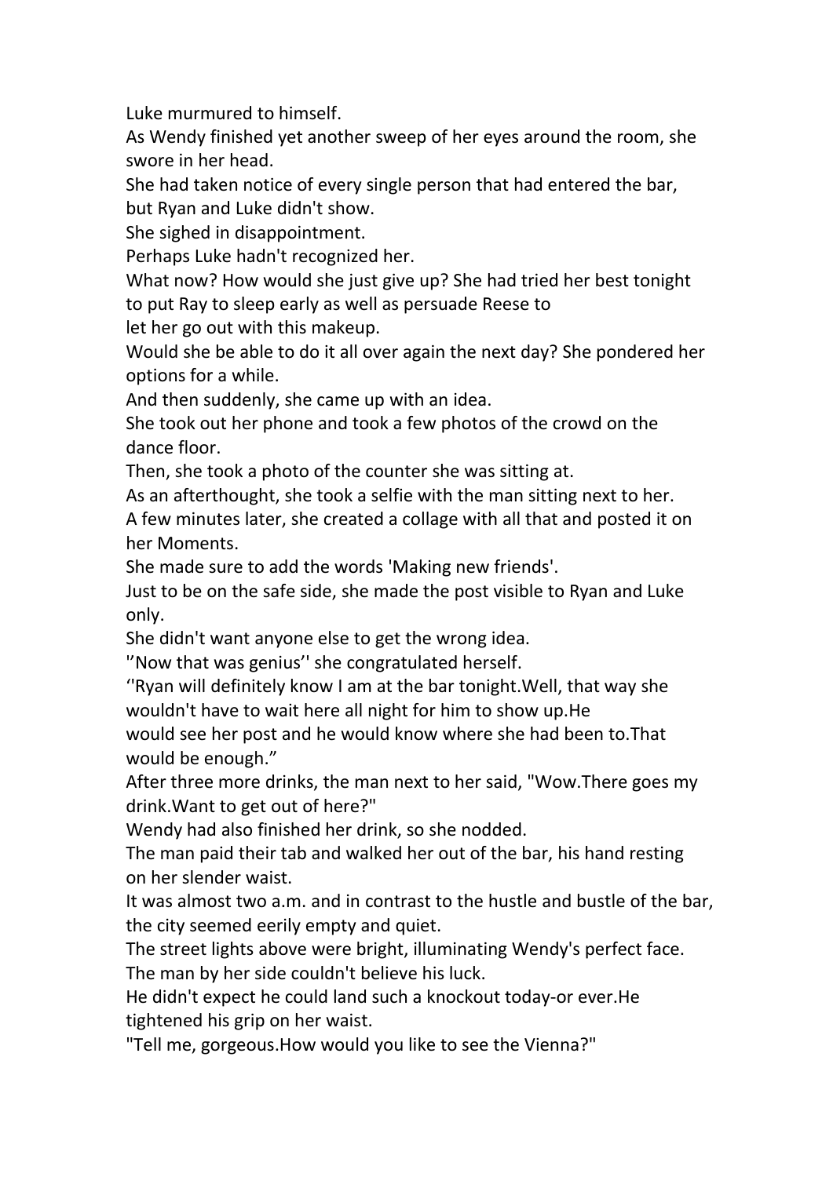Luke murmured to himself.

As Wendy finished yet another sweep of her eyes around the room, she swore in her head.

She had taken notice of every single person that had entered the bar, but Ryan and Luke didn't show.

She sighed in disappointment.

Perhaps Luke hadn't recognized her.

What now? How would she just give up? She had tried her best tonight to put Ray to sleep early as well as persuade Reese to let her go out with this makeup.

Would she be able to do it all over again the next day? She pondered her options for a while.

And then suddenly, she came up with an idea.

She took out her phone and took a few photos of the crowd on the dance floor.

Then, she took a photo of the counter she was sitting at.

As an afterthought, she took a selfie with the man sitting next to her.

A few minutes later, she created a collage with all that and posted it on her Moments.

She made sure to add the words 'Making new friends'.

Just to be on the safe side, she made the post visible to Ryan and Luke only.

She didn't want anyone else to get the wrong idea.

''Now that was genius'' she congratulated herself.

''Ryan will definitely know I am at the bar tonight.Well, that way she wouldn't have to wait here all night for him to show up.He would see her post and he would know where she had been to.That would be enough."

After three more drinks, the man next to her said, "Wow.There goes my drink.Want to get out of here?"

Wendy had also finished her drink, so she nodded.

The man paid their tab and walked her out of the bar, his hand resting on her slender waist.

It was almost two a.m. and in contrast to the hustle and bustle of the bar, the city seemed eerily empty and quiet.

The street lights above were bright, illuminating Wendy's perfect face.

The man by her side couldn't believe his luck.

He didn't expect he could land such a knockout today-or ever.He tightened his grip on her waist.

"Tell me, gorgeous.How would you like to see the Vienna?"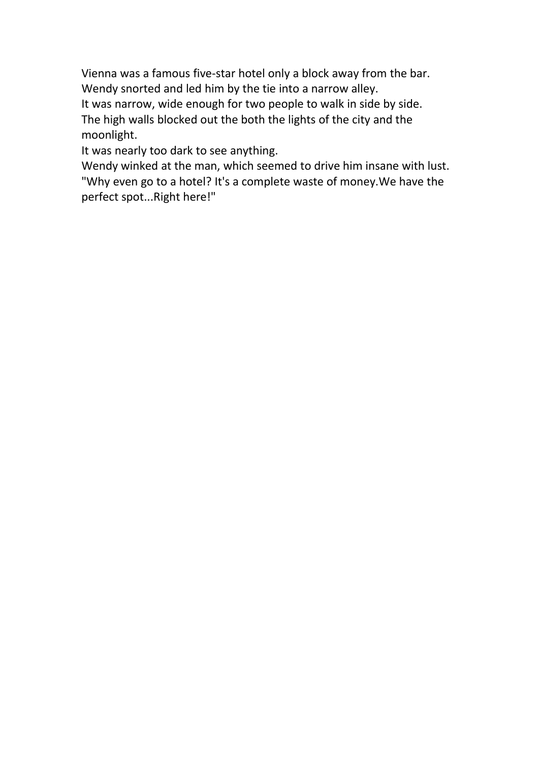Vienna was a famous five-star hotel only a block away from the bar.
Wendy snorted and led him by the tie into a narrow alley.
It was narrow, wide enough for two people to walk in side by side.
The high walls blocked out the both the lights of the city and the moonlight.
It was nearly too dark to see anything.
Wendy winked at the man, which seemed to drive him insane with lust.
"Why even go to a hotel? It's a complete waste of money.We have the perfect spot...Right here!"